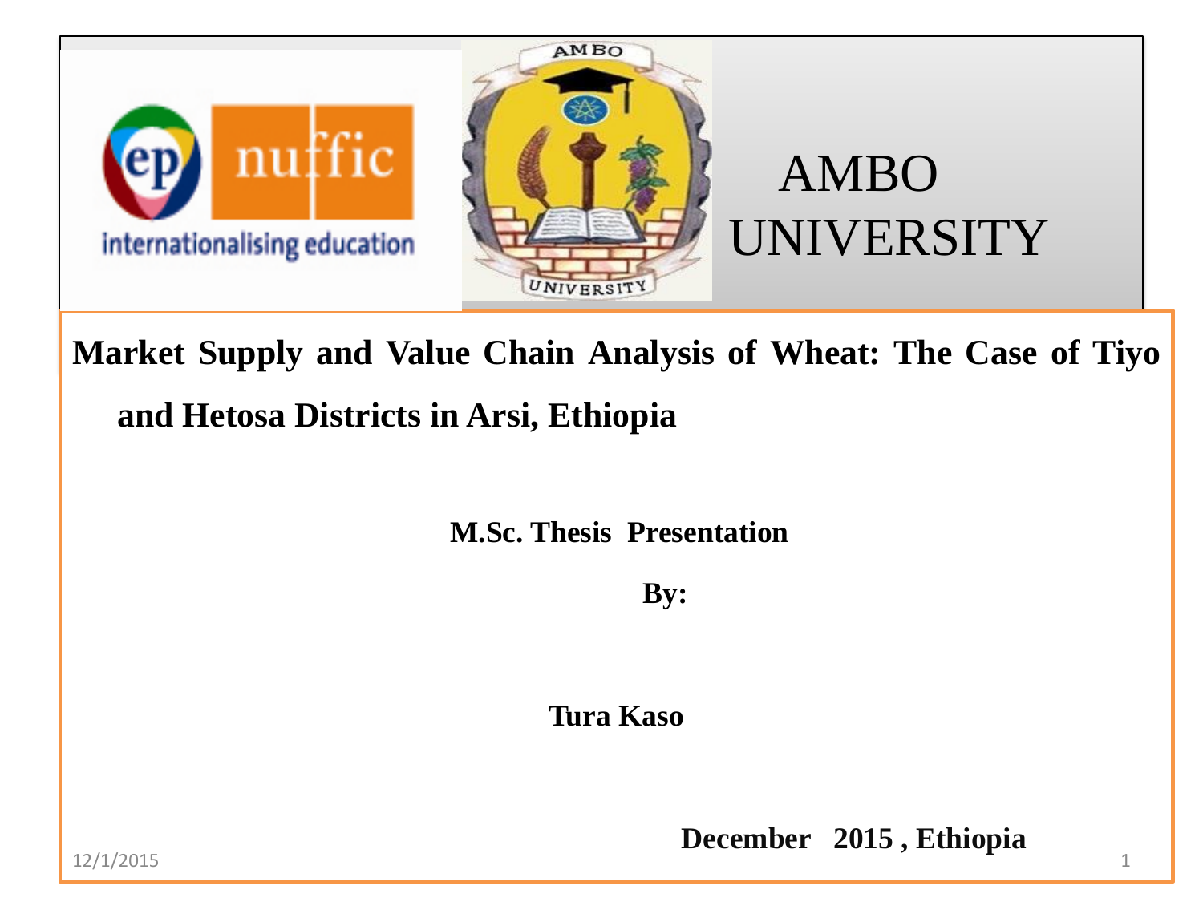AMBO UNIVERSITY

# Market Supply and Value Chain Analysis of Wheat: The Case of Tiyo and Hetosa Districts in Arsi, Ethiopia

**M.Sc. Thesis Presentation**

**By:**

**Tura Kaso**

**December 2015 , Ethiopia**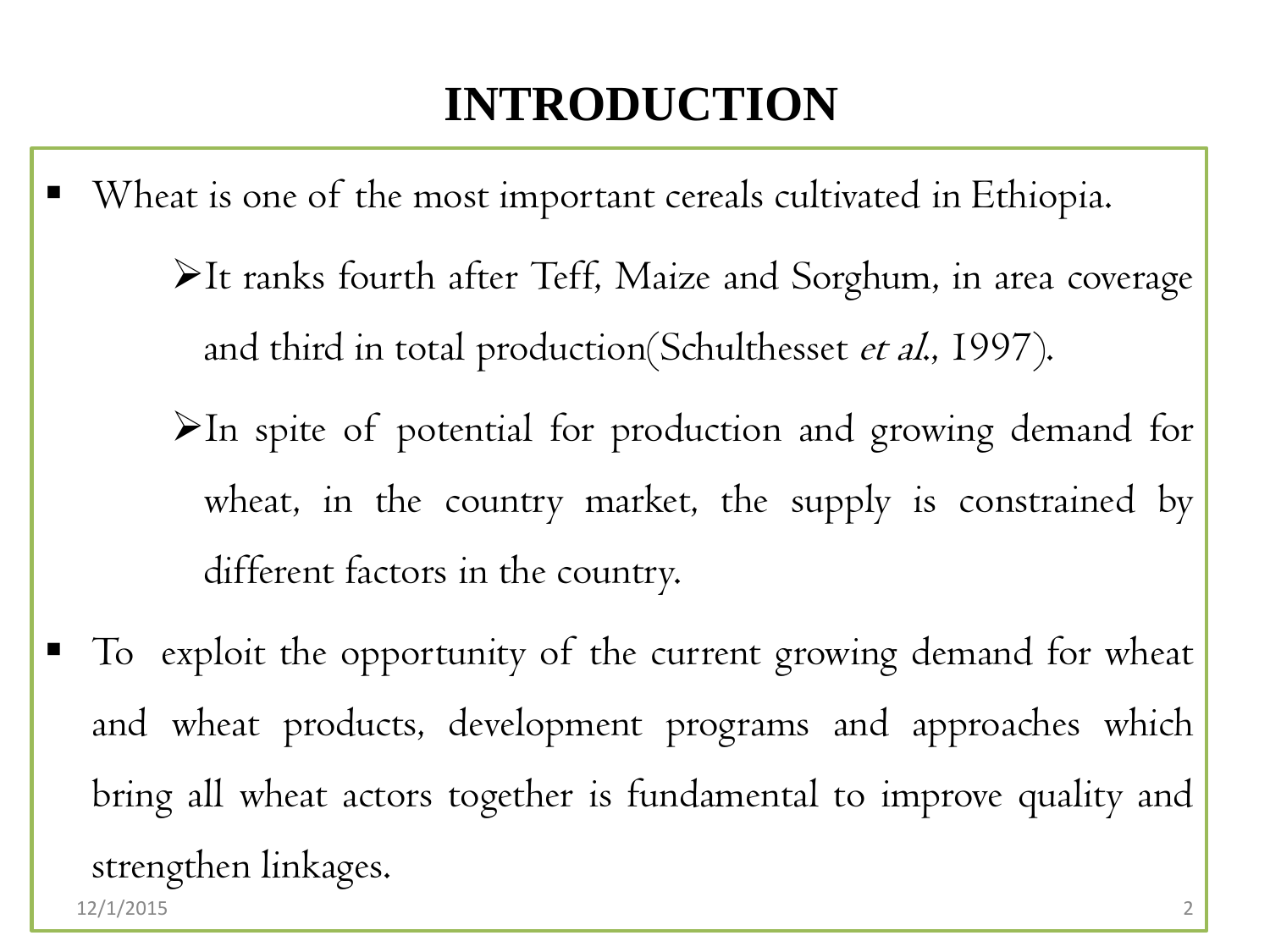# INTRODUCTION

- Wheat is one of the most important cereals cultivated in Ethiopia.
  - It ranks fourth after Teff, Maize and Sorghum, in area coverage and third in total production(Schulthesset *et al.*, 1997).
  - In spite of potential for production and growing demand for wheat, in the country market, the supply is constrained by different factors in the country.
- To exploit the opportunity of the current growing demand for wheat and wheat products, development programs and approaches which bring all wheat actors together is fundamental to improve quality and strengthen linkages.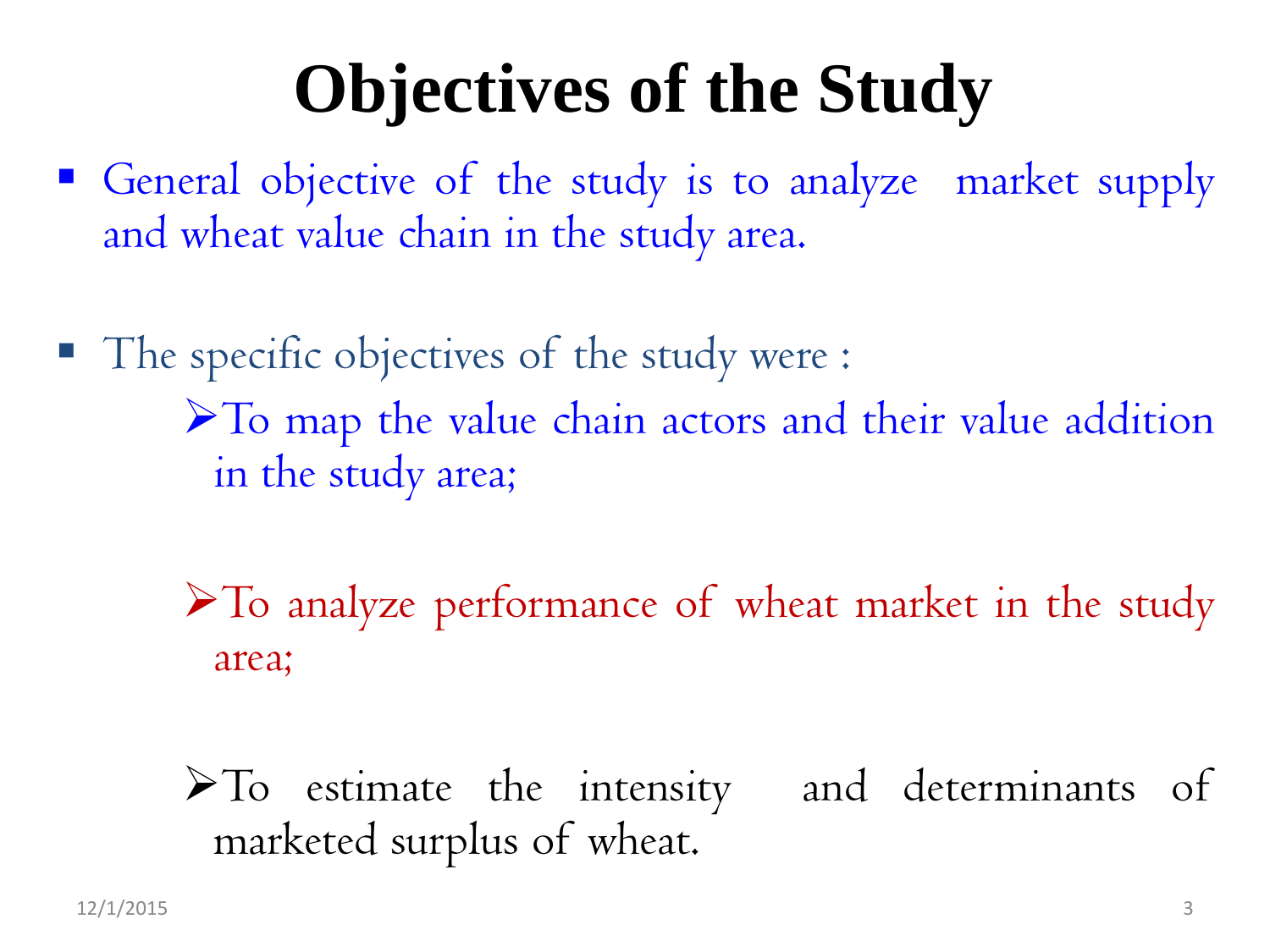# Objectives of the Study

- General objective of the study is to analyze market supply and wheat value chain in the study area.

- The specific objectives of the study were :
  - To map the value chain actors and their value addition in the study area;
  - To analyze performance of wheat market in the study area;
  - To estimate the intensity and determinants of marketed surplus of wheat.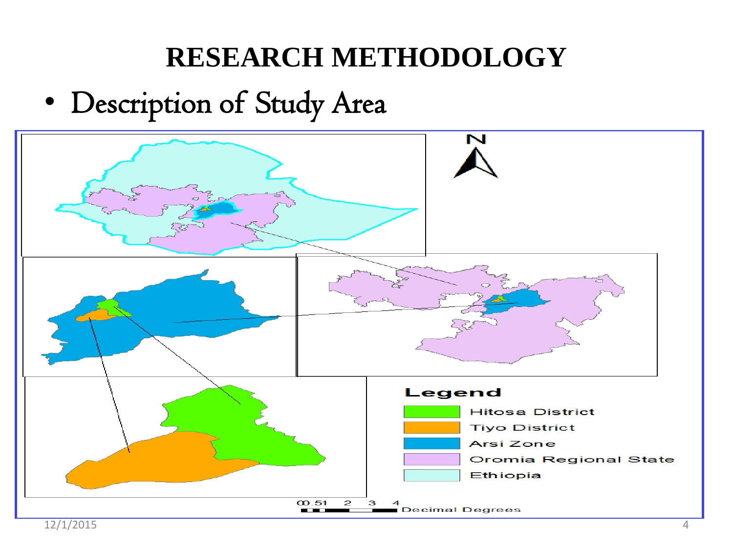# RESEARCH METHODOLOGY

- Description of Study Area

Legend

- Hitosa District
- Tiyo District
- Arsi Zone
- Oromia Regional State
- Ethiopia

00.51 2 3 4 Decimal Degrees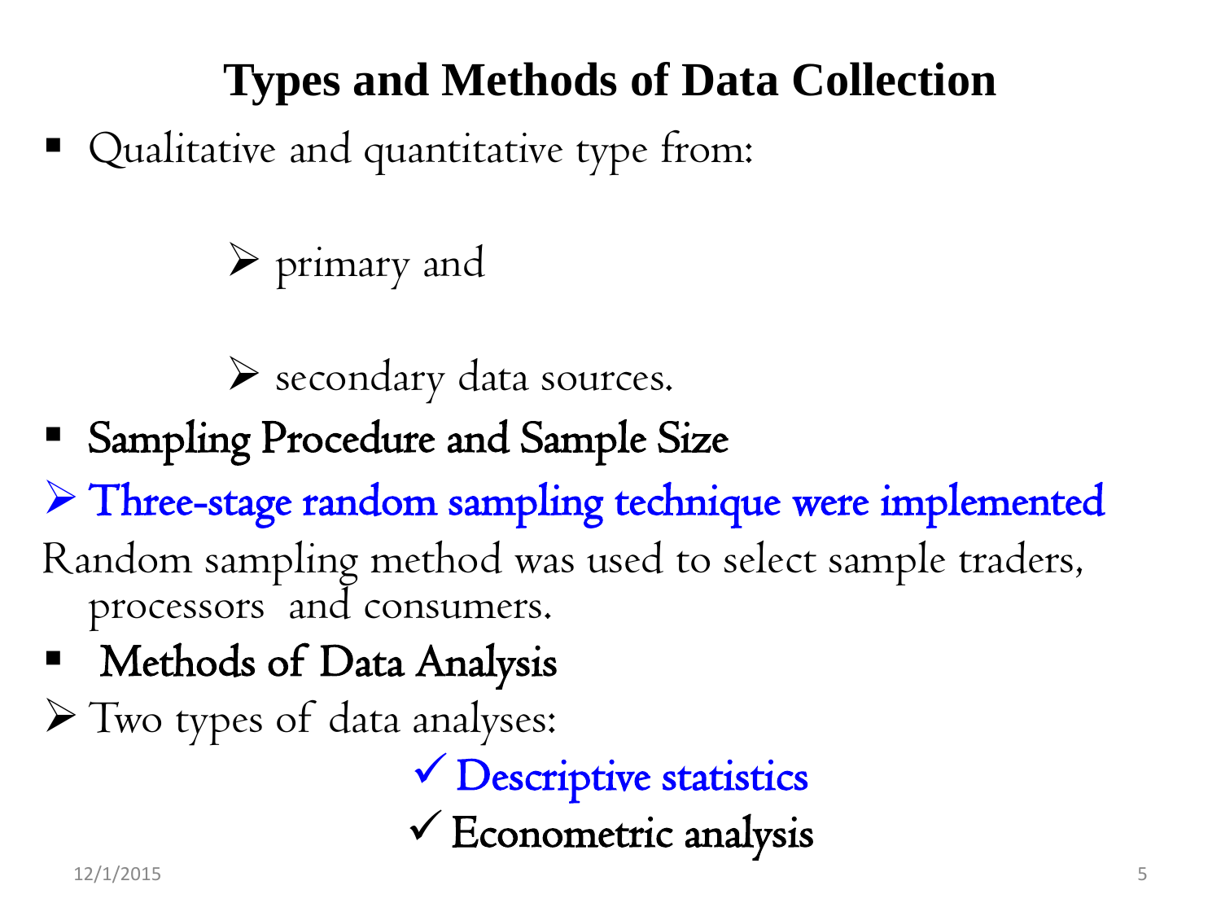# Types and Methods of Data Collection

- Qualitative and quantitative type from:
  - primary and
  - secondary data sources.
- **Sampling Procedure and Sample Size**
  - Three-stage random sampling technique were implemented

Random sampling method was used to select sample traders, processors and consumers.

- **Methods of Data Analysis**
  - Two types of data analyses:
    - ✓ Descriptive statistics
    - ✓ Econometric analysis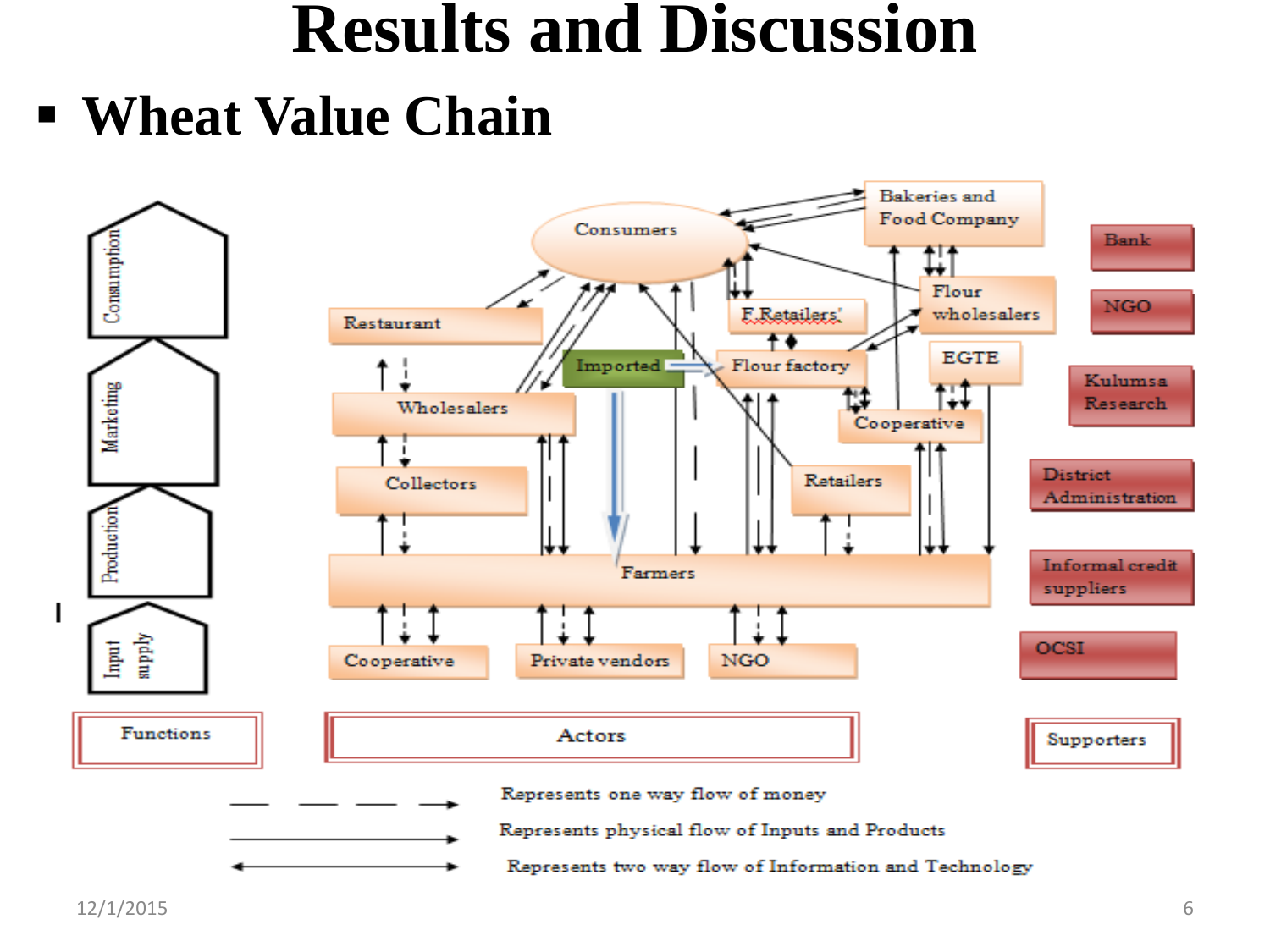# Results and Discussion

- **Wheat Value Chain**

Functions: Consumption, Marketing, Production, Input supply

Actors: Consumers, Bakeries and Food Company, Restaurant, F.Retailers', Flour wholesalers, Imported, Flour factory, EGTE, Wholesalers, Cooperative, Collectors, Retailers, Farmers, Cooperative, Private vendors, NGO

Supporters: Bank, NGO, Kulumsa Research, District Administration, Informal credit suppliers, OCSI

— — — → Represents one way flow of money

——→ Represents physical flow of Inputs and Products

←——→ Represents two way flow of Information and Technology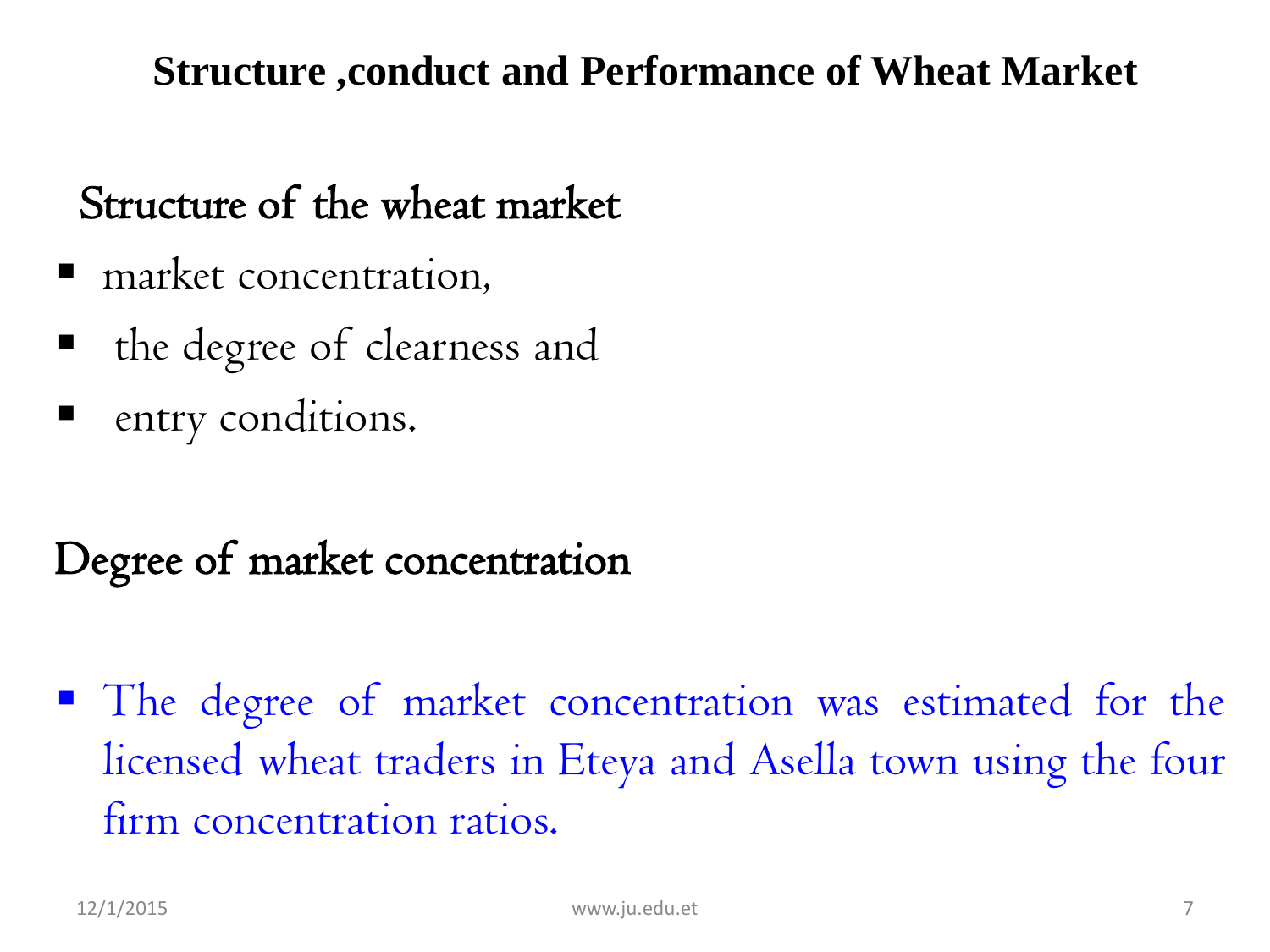# Structure ,conduct and Performance of Wheat Market

## Structure of the wheat market

- market concentration,
- the degree of clearness and
- entry conditions.

## Degree of market concentration

- The degree of market concentration was estimated for the licensed wheat traders in Eteya and Asella town using the four firm concentration ratios.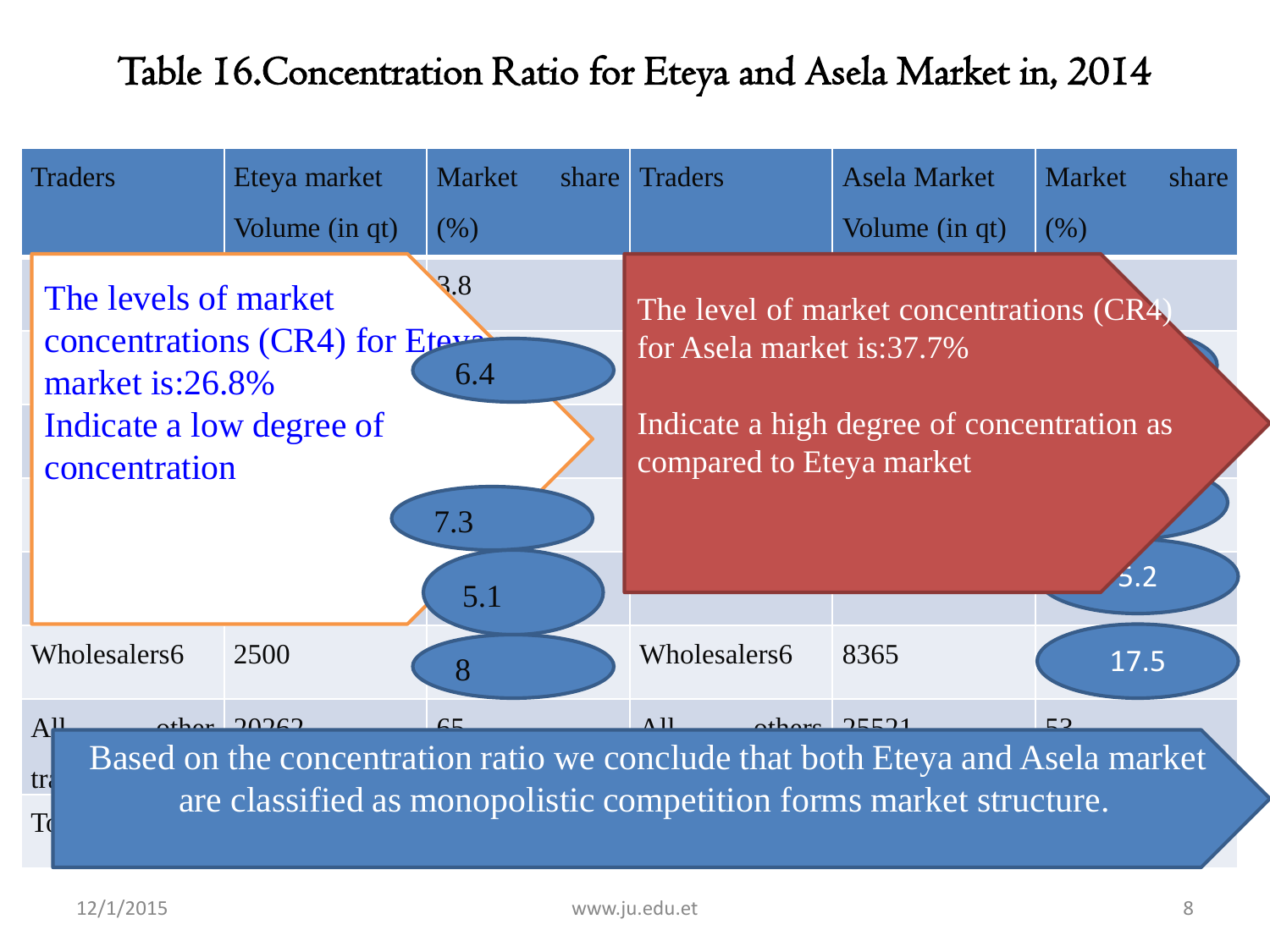# Table 16.Concentration Ratio for Eteya and Asela Market in, 2014

| Traders | Eteya market Volume (in qt) | Market share (%) | Traders | Asela Market Volume (in qt) | Market share (%) |
|---|---|---|---|---|---|
| | | 3.8 | | | |
| | | 6.4 | | | |
| | | | | | |
| | | 7.3 | | | |
| | | 5.1 | | | 5.2 |
| Wholesalers6 | 2500 | 8 | Wholesalers6 | 8365 | 17.5 |
| All other tra... | 20262 | 65 | All others | 25521 | 53 |
| To... | | | | | |

The levels of market concentrations (CR4) for Eteya market is:26.8%
Indicate a low degree of concentration

The level of market concentrations (CR4) for Asela market is:37.7%

Indicate a high degree of concentration as compared to Eteya market

Based on the concentration ratio we conclude that both Eteya and Asela market are classified as monopolistic competition forms market structure.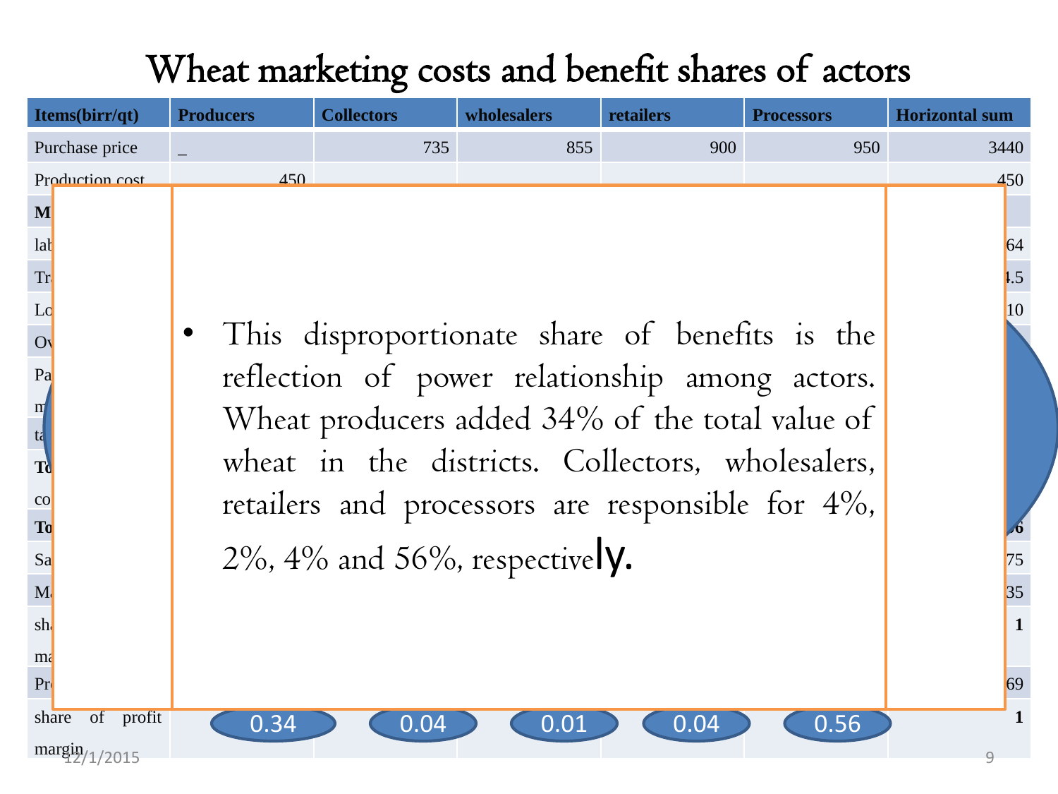# Wheat marketing costs and benefit shares of actors

| Items(birr/qt) | Producers | Collectors | wholesalers | retailers | Processors | Horizontal sum |
|---|---|---|---|---|---|---|
| Purchase price | _ | 735 | 855 | 900 | 950 | 3440 |
| Production cost | 450 | | | | | 450 |
| M | | | | | | |
| lab | | | | | | 64 |
| Tr | | | | | | 4.5 |
| Lo | | | | | | 10 |
| Ov | | | | | | |
| Pa | | | | | | |
| m | | | | | | |
| ta | | | | | | |
| To | | | | | | |
| co | | | | | | |
| To | | | | | | 6 |
| Sa | | | | | | 75 |
| M | | | | | | 35 |
| sh | | | | | | 1 |
| ma | | | | | | |
| Pr | | | | | | 69 |
| share of profit margin | 0.34 | 0.04 | 0.01 | 0.04 | 0.56 | 1 |

- This disproportionate share of benefits is the reflection of power relationship among actors. Wheat producers added 34% of the total value of wheat in the districts. Collectors, wholesalers, retailers and processors are responsible for 4%, 2%, 4% and 56%, respectively.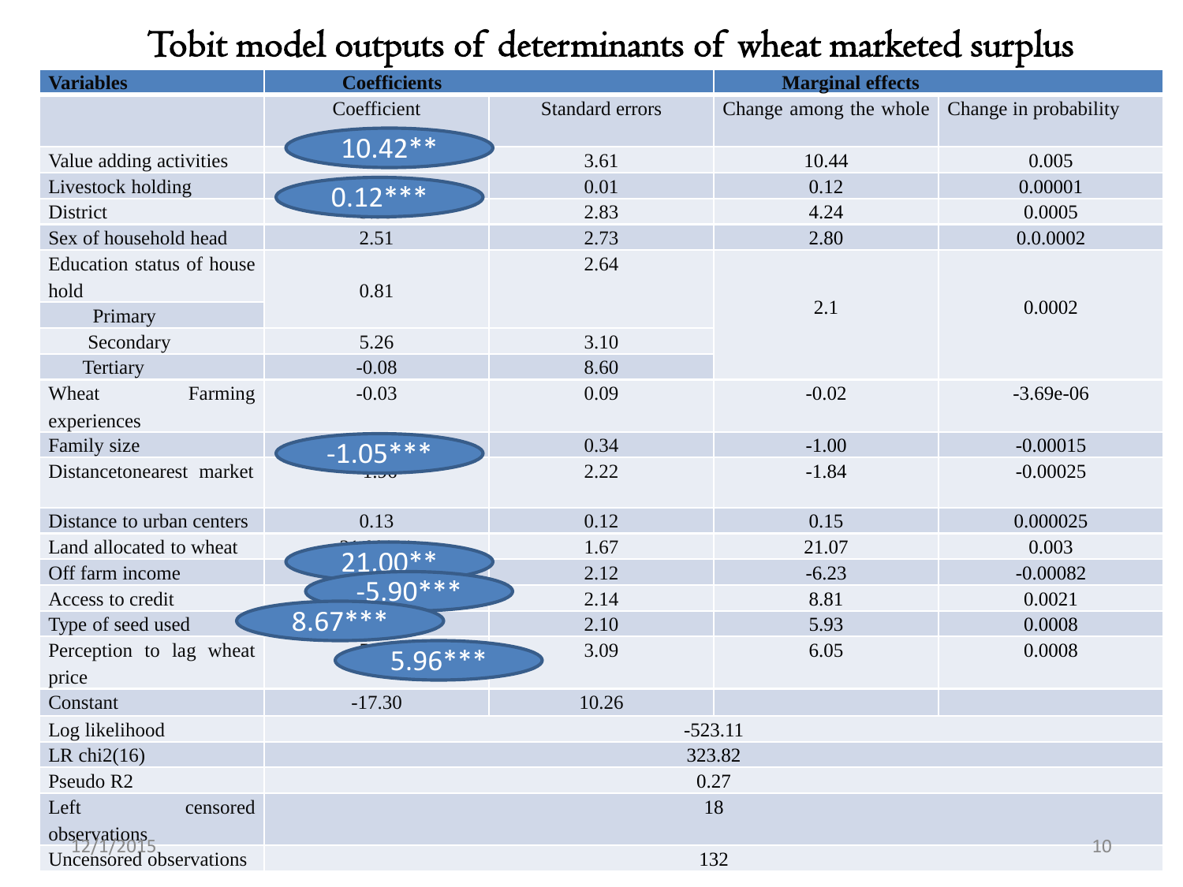# Tobit model outputs of determinants of wheat marketed surplus

| Variables | Coefficients | | Marginal effects | |
|---|---|---|---|---|
| | Coefficient | Standard errors | Change among the whole | Change in probability |
| Value adding activities | 10.42** | 3.61 | 10.44 | 0.005 |
| Livestock holding | 0.12*** | 0.01 | 0.12 | 0.00001 |
| District | | 2.83 | 4.24 | 0.0005 |
| Sex of household head | 2.51 | 2.73 | 2.80 | 0.0.0002 |
| Education status of house hold | 0.81 | 2.64 | 2.1 | 0.0002 |
| Primary | | | | |
| Secondary | 5.26 | 3.10 | | |
| Tertiary | -0.08 | 8.60 | | |
| Wheat Farming experiences | -0.03 | 0.09 | -0.02 | -3.69e-06 |
| Family size | -1.05*** | 0.34 | -1.00 | -0.00015 |
| Distancetonearest market | | 2.22 | -1.84 | -0.00025 |
| Distance to urban centers | 0.13 | 0.12 | 0.15 | 0.000025 |
| Land allocated to wheat | 21.00** | 1.67 | 21.07 | 0.003 |
| Off farm income | -5.90*** | 2.12 | -6.23 | -0.00082 |
| Access to credit | 8.67*** | 2.14 | 8.81 | 0.0021 |
| Type of seed used | 5.96*** | 2.10 | 5.93 | 0.0008 |
| Perception to lag wheat price | | 3.09 | 6.05 | 0.0008 |
| Constant | -17.30 | 10.26 | | |
| Log likelihood | -523.11 | | | |
| LR chi2(16) | 323.82 | | | |
| Pseudo R2 | 0.27 | | | |
| Left censored observations | 18 | | | |
| Uncensored observations | 132 | | | |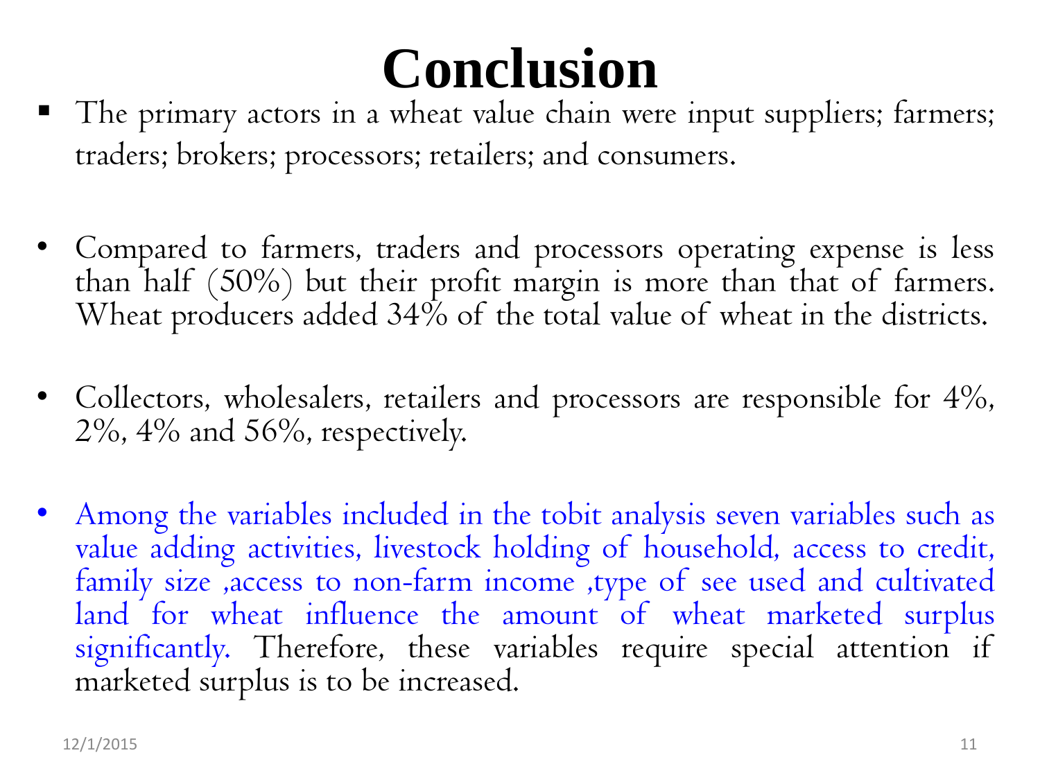# Conclusion

- The primary actors in a wheat value chain were input suppliers; farmers; traders; brokers; processors; retailers; and consumers.

- Compared to farmers, traders and processors operating expense is less than half (50%) but their profit margin is more than that of farmers. Wheat producers added 34% of the total value of wheat in the districts.

- Collectors, wholesalers, retailers and processors are responsible for 4%, 2%, 4% and 56%, respectively.

- Among the variables included in the tobit analysis seven variables such as value adding activities, livestock holding of household, access to credit, family size ,access to non-farm income ,type of see used and cultivated land for wheat influence the amount of wheat marketed surplus significantly. Therefore, these variables require special attention if marketed surplus is to be increased.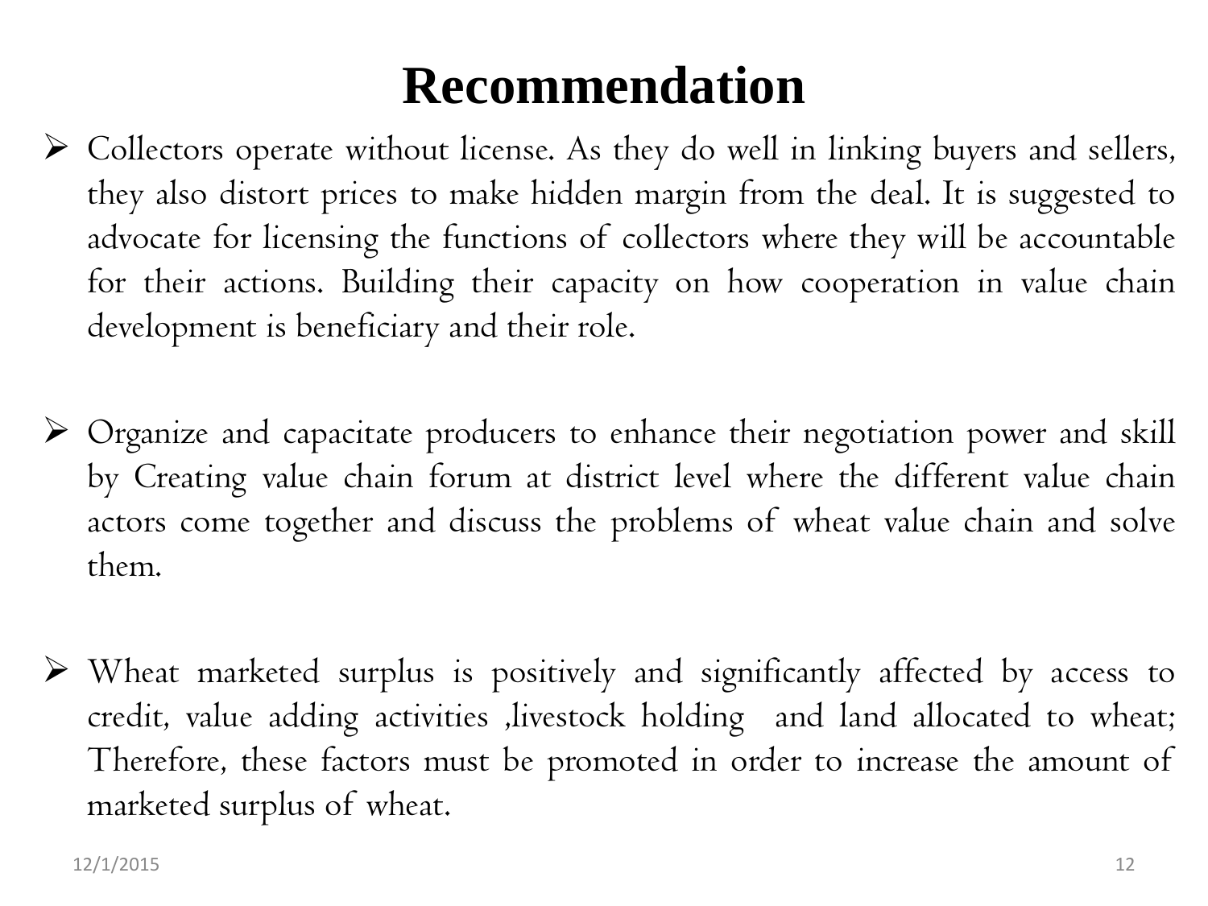# Recommendation

- Collectors operate without license. As they do well in linking buyers and sellers, they also distort prices to make hidden margin from the deal. It is suggested to advocate for licensing the functions of collectors where they will be accountable for their actions. Building their capacity on how cooperation in value chain development is beneficiary and their role.

- Organize and capacitate producers to enhance their negotiation power and skill by Creating value chain forum at district level where the different value chain actors come together and discuss the problems of wheat value chain and solve them.

- Wheat marketed surplus is positively and significantly affected by access to credit, value adding activities ,livestock holding and land allocated to wheat; Therefore, these factors must be promoted in order to increase the amount of marketed surplus of wheat.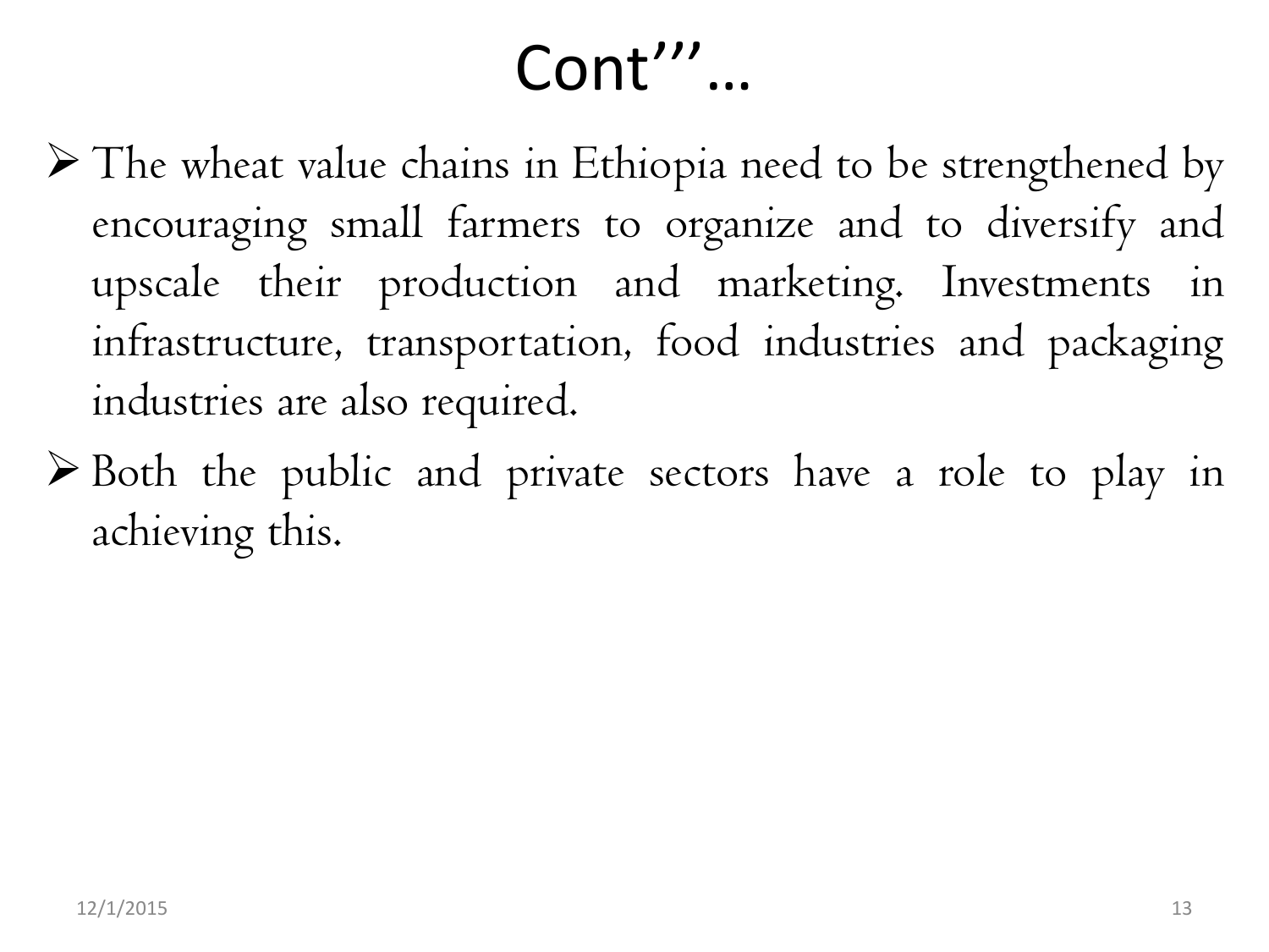# Cont'''…

- The wheat value chains in Ethiopia need to be strengthened by encouraging small farmers to organize and to diversify and upscale their production and marketing. Investments in infrastructure, transportation, food industries and packaging industries are also required.
- Both the public and private sectors have a role to play in achieving this.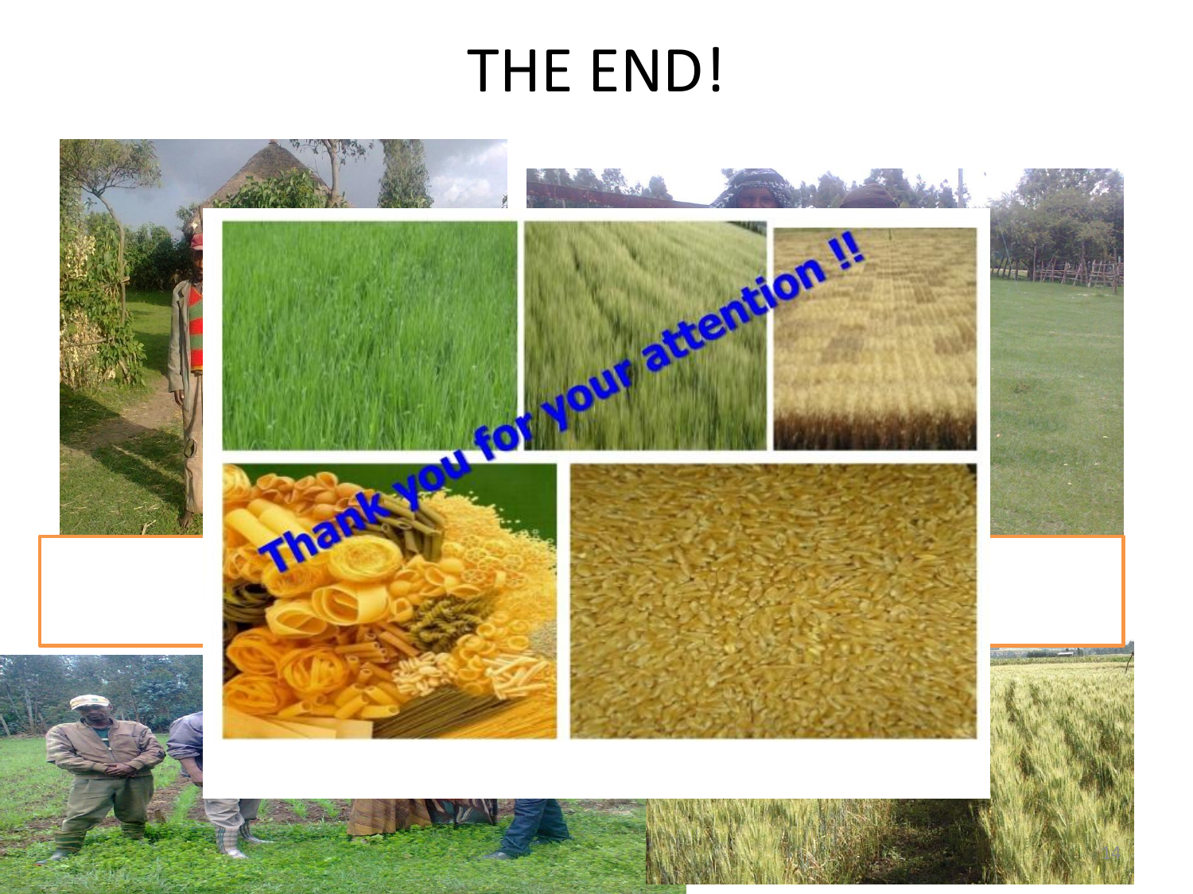# THE END!

Thank you for your attention !!